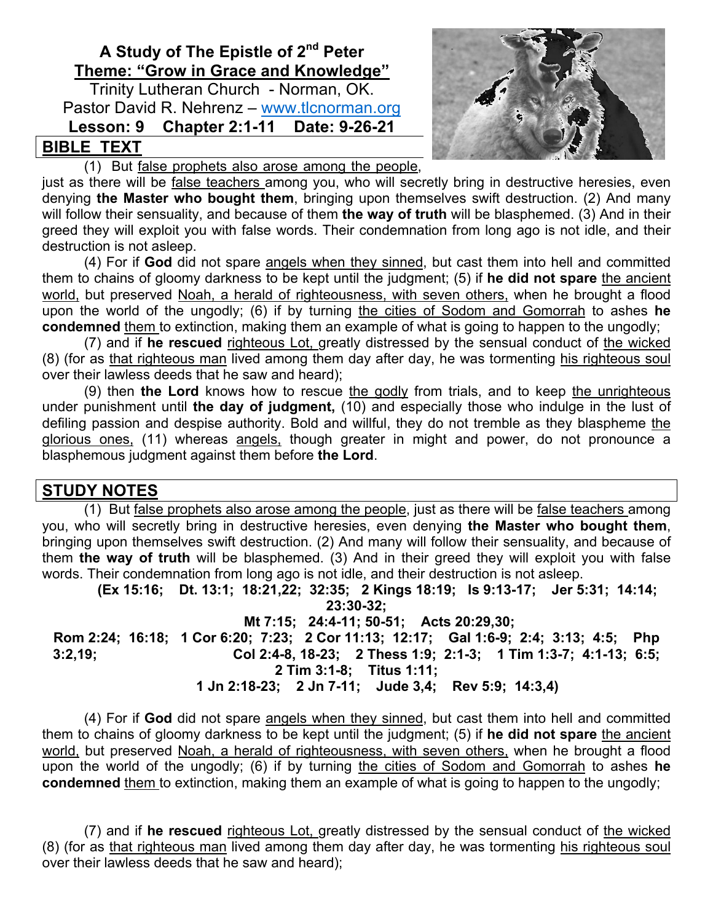# A Study of The Epistle of 2nd Peter

## Theme: "Grow in Grace and Knowledge"

Trinity Lutheran Church - Norman, OK.
Pastor David R. Nehrenz – www.tlcnorman.org

**Lesson: 9 Chapter 2:1-11 Date: 9-26-21**

## BIBLE TEXT

(1) But false prophets also arose among the people, just as there will be false teachers among you, who will secretly bring in destructive heresies, even denying **the Master who bought them**, bringing upon themselves swift destruction. (2) And many will follow their sensuality, and because of them **the way of truth** will be blasphemed. (3) And in their greed they will exploit you with false words. Their condemnation from long ago is not idle, and their destruction is not asleep.

(4) For if **God** did not spare angels when they sinned, but cast them into hell and committed them to chains of gloomy darkness to be kept until the judgment; (5) if **he did not spare** the ancient world, but preserved Noah, a herald of righteousness, with seven others, when he brought a flood upon the world of the ungodly; (6) if by turning the cities of Sodom and Gomorrah to ashes **he condemned** them to extinction, making them an example of what is going to happen to the ungodly;

(7) and if **he rescued** righteous Lot, greatly distressed by the sensual conduct of the wicked (8) (for as that righteous man lived among them day after day, he was tormenting his righteous soul over their lawless deeds that he saw and heard);

(9) then **the Lord** knows how to rescue the godly from trials, and to keep the unrighteous under punishment until **the day of judgment,** (10) and especially those who indulge in the lust of defiling passion and despise authority. Bold and willful, they do not tremble as they blaspheme the glorious ones, (11) whereas angels, though greater in might and power, do not pronounce a blasphemous judgment against them before **the Lord**.

## STUDY NOTES

(1) But false prophets also arose among the people, just as there will be false teachers among you, who will secretly bring in destructive heresies, even denying **the Master who bought them**, bringing upon themselves swift destruction. (2) And many will follow their sensuality, and because of them **the way of truth** will be blasphemed. (3) And in their greed they will exploit you with false words. Their condemnation from long ago is not idle, and their destruction is not asleep.

**(Ex 15:16; Dt. 13:1; 18:21,22; 32:35; 2 Kings 18:19; Is 9:13-17; Jer 5:31; 14:14; 23:30-32; Mt 7:15; 24:4-11; 50-51; Acts 20:29,30; Rom 2:24; 16:18; 1 Cor 6:20; 7:23; 2 Cor 11:13; 12:17; Gal 1:6-9; 2:4; 3:13; 4:5; Php 3:2,19; Col 2:4-8, 18-23; 2 Thess 1:9; 2:1-3; 1 Tim 1:3-7; 4:1-13; 6:5; 2 Tim 3:1-8; Titus 1:11; 1 Jn 2:18-23; 2 Jn 7-11; Jude 3,4; Rev 5:9; 14:3,4)**

(4) For if **God** did not spare angels when they sinned, but cast them into hell and committed them to chains of gloomy darkness to be kept until the judgment; (5) if **he did not spare** the ancient world, but preserved Noah, a herald of righteousness, with seven others, when he brought a flood upon the world of the ungodly; (6) if by turning the cities of Sodom and Gomorrah to ashes **he condemned** them to extinction, making them an example of what is going to happen to the ungodly;

(7) and if **he rescued** righteous Lot, greatly distressed by the sensual conduct of the wicked (8) (for as that righteous man lived among them day after day, he was tormenting his righteous soul over their lawless deeds that he saw and heard);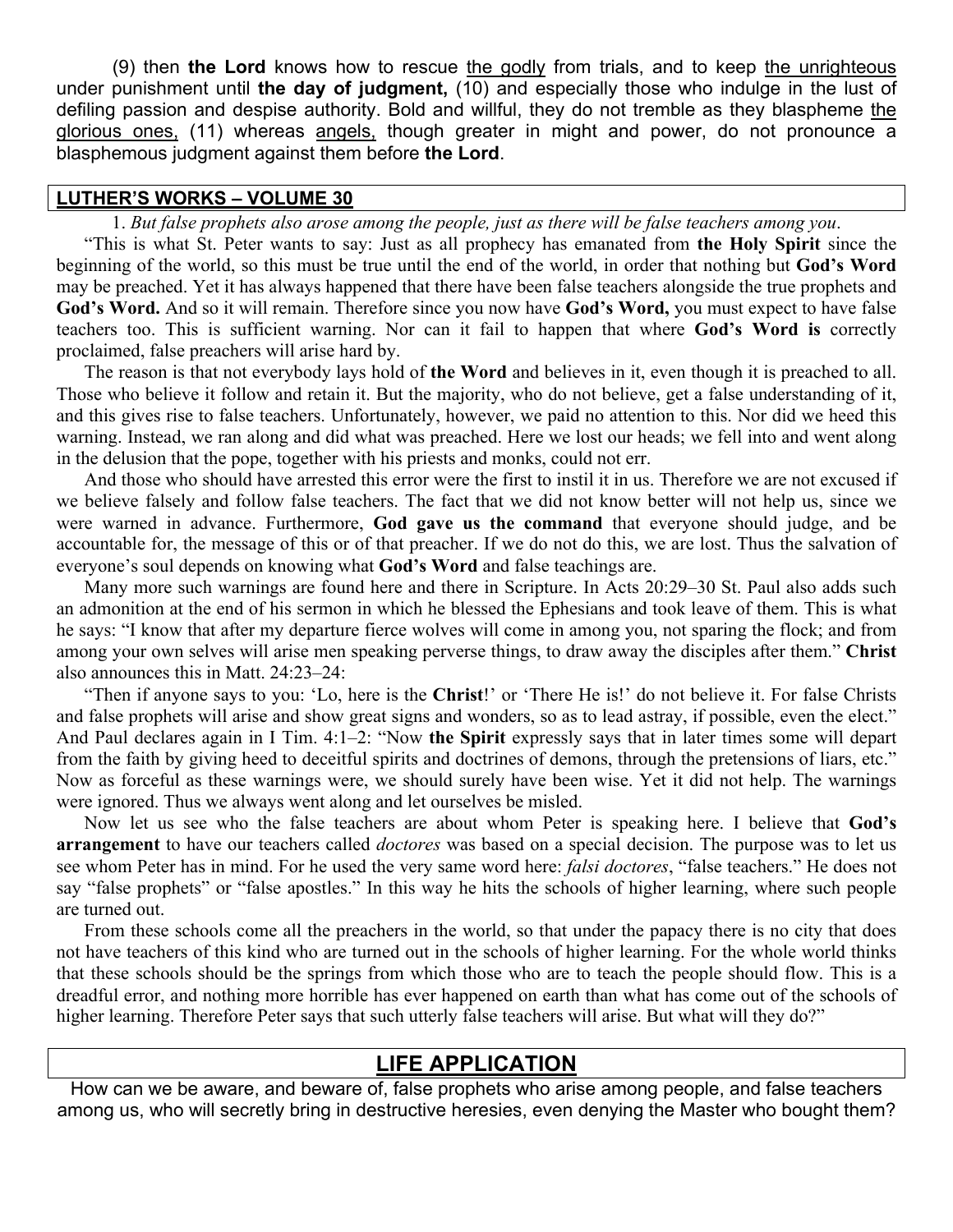(9) then **the Lord** knows how to rescue the godly from trials, and to keep the unrighteous under punishment until **the day of judgment,** (10) and especially those who indulge in the lust of defiling passion and despise authority. Bold and willful, they do not tremble as they blaspheme the glorious ones, (11) whereas angels, though greater in might and power, do not pronounce a blasphemous judgment against them before **the Lord**.

## LUTHER'S WORKS – VOLUME 30

1. *But false prophets also arose among the people, just as there will be false teachers among you*.

"This is what St. Peter wants to say: Just as all prophecy has emanated from **the Holy Spirit** since the beginning of the world, so this must be true until the end of the world, in order that nothing but **God's Word** may be preached. Yet it has always happened that there have been false teachers alongside the true prophets and **God's Word.** And so it will remain. Therefore since you now have **God's Word,** you must expect to have false teachers too. This is sufficient warning. Nor can it fail to happen that where **God's Word is** correctly proclaimed, false preachers will arise hard by.

The reason is that not everybody lays hold of **the Word** and believes in it, even though it is preached to all. Those who believe it follow and retain it. But the majority, who do not believe, get a false understanding of it, and this gives rise to false teachers. Unfortunately, however, we paid no attention to this. Nor did we heed this warning. Instead, we ran along and did what was preached. Here we lost our heads; we fell into and went along in the delusion that the pope, together with his priests and monks, could not err.

And those who should have arrested this error were the first to instil it in us. Therefore we are not excused if we believe falsely and follow false teachers. The fact that we did not know better will not help us, since we were warned in advance. Furthermore, **God gave us the command** that everyone should judge, and be accountable for, the message of this or of that preacher. If we do not do this, we are lost. Thus the salvation of everyone's soul depends on knowing what **God's Word** and false teachings are.

Many more such warnings are found here and there in Scripture. In Acts 20:29–30 St. Paul also adds such an admonition at the end of his sermon in which he blessed the Ephesians and took leave of them. This is what he says: "I know that after my departure fierce wolves will come in among you, not sparing the flock; and from among your own selves will arise men speaking perverse things, to draw away the disciples after them." **Christ** also announces this in Matt. 24:23–24:

"Then if anyone says to you: 'Lo, here is the **Christ**!' or 'There He is!' do not believe it. For false Christs and false prophets will arise and show great signs and wonders, so as to lead astray, if possible, even the elect." And Paul declares again in I Tim. 4:1–2: "Now **the Spirit** expressly says that in later times some will depart from the faith by giving heed to deceitful spirits and doctrines of demons, through the pretensions of liars, etc." Now as forceful as these warnings were, we should surely have been wise. Yet it did not help. The warnings were ignored. Thus we always went along and let ourselves be misled.

Now let us see who the false teachers are about whom Peter is speaking here. I believe that **God's arrangement** to have our teachers called *doctores* was based on a special decision. The purpose was to let us see whom Peter has in mind. For he used the very same word here: *falsi doctores*, "false teachers." He does not say "false prophets" or "false apostles." In this way he hits the schools of higher learning, where such people are turned out.

From these schools come all the preachers in the world, so that under the papacy there is no city that does not have teachers of this kind who are turned out in the schools of higher learning. For the whole world thinks that these schools should be the springs from which those who are to teach the people should flow. This is a dreadful error, and nothing more horrible has ever happened on earth than what has come out of the schools of higher learning. Therefore Peter says that such utterly false teachers will arise. But what will they do?"

## LIFE APPLICATION

How can we be aware, and beware of, false prophets who arise among people, and false teachers among us, who will secretly bring in destructive heresies, even denying the Master who bought them?